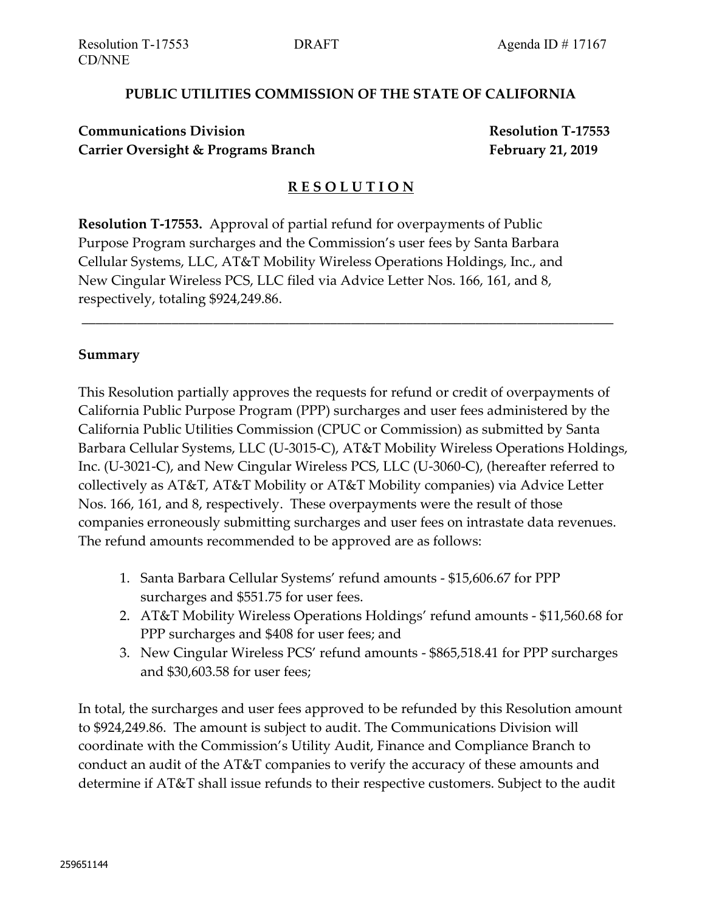Resolution T-17553 DRAFT Agenda ID # 17167
CD/NNE

**PUBLIC UTILITIES COMMISSION OF THE STATE OF CALIFORNIA**

**Communications Division** **Resolution T-17553**
**Carrier Oversight & Programs Branch** **February 21, 2019**

# R E S O L U T I O N

**Resolution T-17553.** Approval of partial refund for overpayments of Public Purpose Program surcharges and the Commission's user fees by Santa Barbara Cellular Systems, LLC, AT&T Mobility Wireless Operations Holdings, Inc., and New Cingular Wireless PCS, LLC filed via Advice Letter Nos. 166, 161, and 8, respectively, totaling $924,249.86.

---

**Summary**

This Resolution partially approves the requests for refund or credit of overpayments of California Public Purpose Program (PPP) surcharges and user fees administered by the California Public Utilities Commission (CPUC or Commission) as submitted by Santa Barbara Cellular Systems, LLC (U-3015-C), AT&T Mobility Wireless Operations Holdings, Inc. (U-3021-C), and New Cingular Wireless PCS, LLC (U-3060-C), (hereafter referred to collectively as AT&T, AT&T Mobility or AT&T Mobility companies) via Advice Letter Nos. 166, 161, and 8, respectively. These overpayments were the result of those companies erroneously submitting surcharges and user fees on intrastate data revenues. The refund amounts recommended to be approved are as follows:

1. Santa Barbara Cellular Systems' refund amounts - $15,606.67 for PPP surcharges and $551.75 for user fees.
2. AT&T Mobility Wireless Operations Holdings' refund amounts - $11,560.68 for PPP surcharges and $408 for user fees; and
3. New Cingular Wireless PCS' refund amounts - $865,518.41 for PPP surcharges and $30,603.58 for user fees;

In total, the surcharges and user fees approved to be refunded by this Resolution amount to $924,249.86. The amount is subject to audit. The Communications Division will coordinate with the Commission's Utility Audit, Finance and Compliance Branch to conduct an audit of the AT&T companies to verify the accuracy of these amounts and determine if AT&T shall issue refunds to their respective customers. Subject to the audit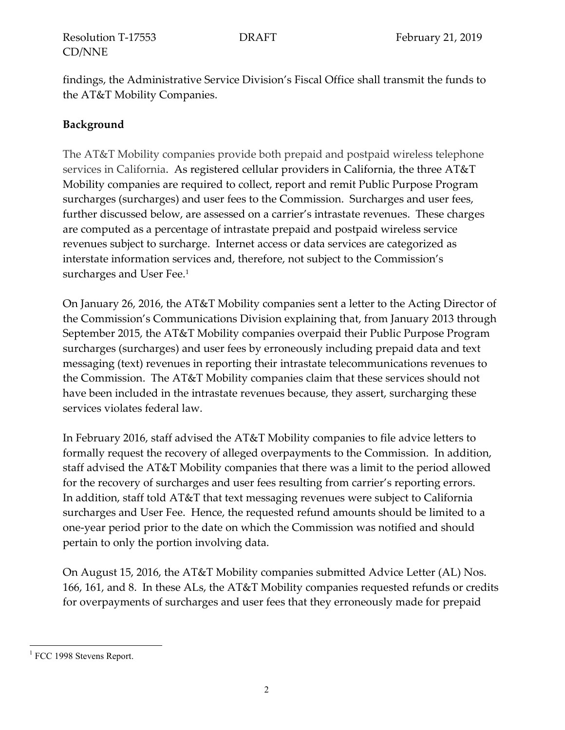findings, the Administrative Service Division's Fiscal Office shall transmit the funds to the AT&T Mobility Companies.

**Background**

The AT&T Mobility companies provide both prepaid and postpaid wireless telephone services in California. As registered cellular providers in California, the three AT&T Mobility companies are required to collect, report and remit Public Purpose Program surcharges (surcharges) and user fees to the Commission. Surcharges and user fees, further discussed below, are assessed on a carrier's intrastate revenues. These charges are computed as a percentage of intrastate prepaid and postpaid wireless service revenues subject to surcharge. Internet access or data services are categorized as interstate information services and, therefore, not subject to the Commission's surcharges and User Fee.[1]

On January 26, 2016, the AT&T Mobility companies sent a letter to the Acting Director of the Commission's Communications Division explaining that, from January 2013 through September 2015, the AT&T Mobility companies overpaid their Public Purpose Program surcharges (surcharges) and user fees by erroneously including prepaid data and text messaging (text) revenues in reporting their intrastate telecommunications revenues to the Commission. The AT&T Mobility companies claim that these services should not have been included in the intrastate revenues because, they assert, surcharging these services violates federal law.

In February 2016, staff advised the AT&T Mobility companies to file advice letters to formally request the recovery of alleged overpayments to the Commission. In addition, staff advised the AT&T Mobility companies that there was a limit to the period allowed for the recovery of surcharges and user fees resulting from carrier's reporting errors. In addition, staff told AT&T that text messaging revenues were subject to California surcharges and User Fee. Hence, the requested refund amounts should be limited to a one-year period prior to the date on which the Commission was notified and should pertain to only the portion involving data.

On August 15, 2016, the AT&T Mobility companies submitted Advice Letter (AL) Nos. 166, 161, and 8. In these ALs, the AT&T Mobility companies requested refunds or credits for overpayments of surcharges and user fees that they erroneously made for prepaid

[1] FCC 1998 Stevens Report.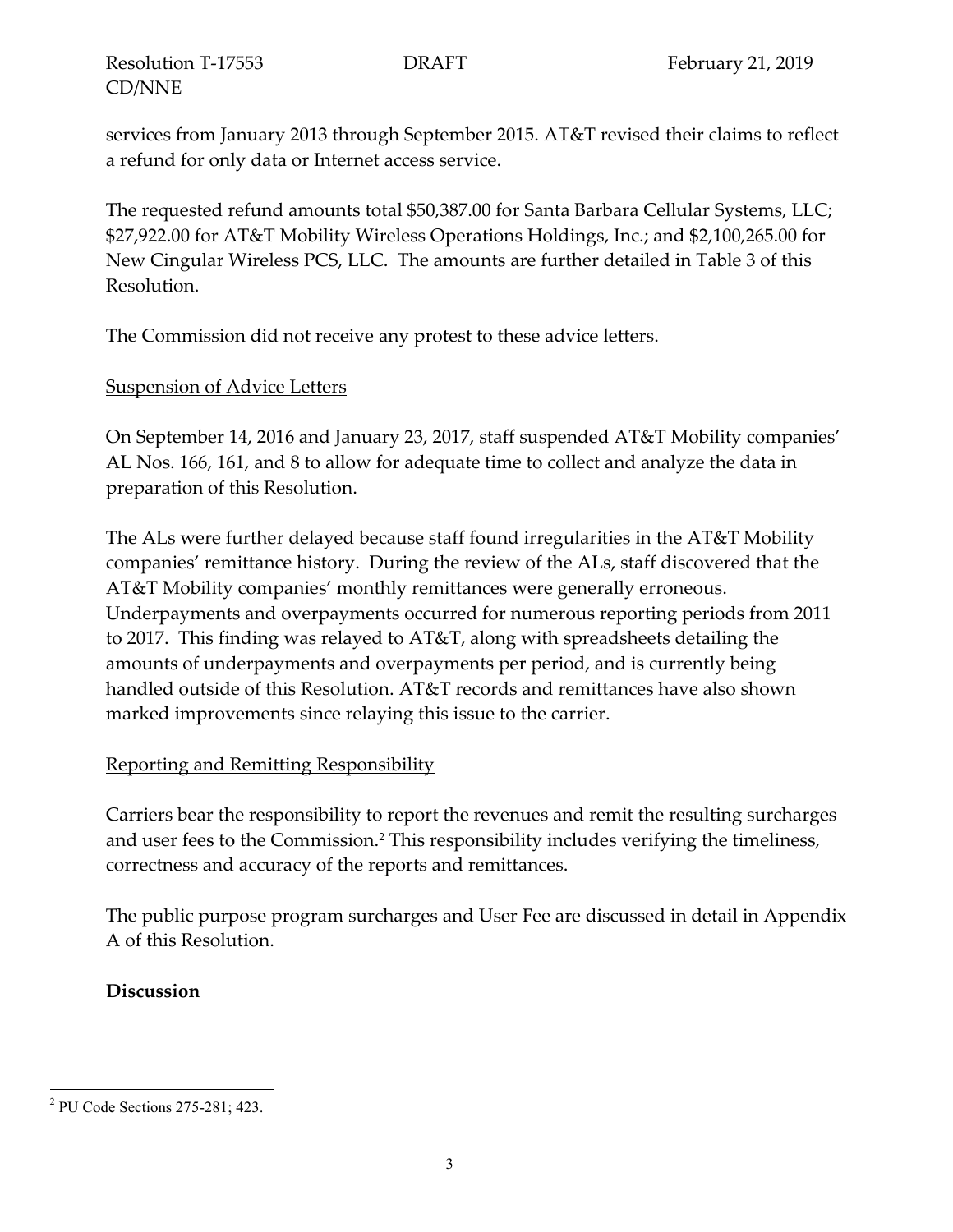services from January 2013 through September 2015. AT&T revised their claims to reflect a refund for only data or Internet access service.

The requested refund amounts total $50,387.00 for Santa Barbara Cellular Systems, LLC; $27,922.00 for AT&T Mobility Wireless Operations Holdings, Inc.; and $2,100,265.00 for New Cingular Wireless PCS, LLC. The amounts are further detailed in Table 3 of this Resolution.

The Commission did not receive any protest to these advice letters.

<u>Suspension of Advice Letters</u>

On September 14, 2016 and January 23, 2017, staff suspended AT&T Mobility companies' AL Nos. 166, 161, and 8 to allow for adequate time to collect and analyze the data in preparation of this Resolution.

The ALs were further delayed because staff found irregularities in the AT&T Mobility companies' remittance history. During the review of the ALs, staff discovered that the AT&T Mobility companies' monthly remittances were generally erroneous. Underpayments and overpayments occurred for numerous reporting periods from 2011 to 2017. This finding was relayed to AT&T, along with spreadsheets detailing the amounts of underpayments and overpayments per period, and is currently being handled outside of this Resolution. AT&T records and remittances have also shown marked improvements since relaying this issue to the carrier.

<u>Reporting and Remitting Responsibility</u>

Carriers bear the responsibility to report the revenues and remit the resulting surcharges and user fees to the Commission.[2] This responsibility includes verifying the timeliness, correctness and accuracy of the reports and remittances.

The public purpose program surcharges and User Fee are discussed in detail in Appendix A of this Resolution.

**Discussion**

[2] PU Code Sections 275-281; 423.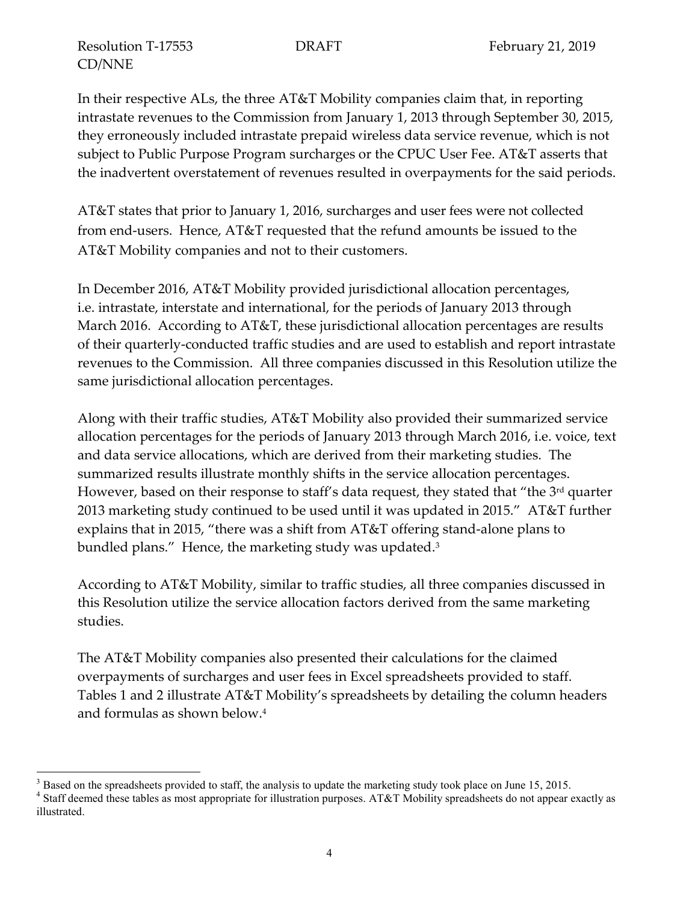In their respective ALs, the three AT&T Mobility companies claim that, in reporting intrastate revenues to the Commission from January 1, 2013 through September 30, 2015, they erroneously included intrastate prepaid wireless data service revenue, which is not subject to Public Purpose Program surcharges or the CPUC User Fee. AT&T asserts that the inadvertent overstatement of revenues resulted in overpayments for the said periods.

AT&T states that prior to January 1, 2016, surcharges and user fees were not collected from end-users. Hence, AT&T requested that the refund amounts be issued to the AT&T Mobility companies and not to their customers.

In December 2016, AT&T Mobility provided jurisdictional allocation percentages, i.e. intrastate, interstate and international, for the periods of January 2013 through March 2016. According to AT&T, these jurisdictional allocation percentages are results of their quarterly-conducted traffic studies and are used to establish and report intrastate revenues to the Commission. All three companies discussed in this Resolution utilize the same jurisdictional allocation percentages.

Along with their traffic studies, AT&T Mobility also provided their summarized service allocation percentages for the periods of January 2013 through March 2016, i.e. voice, text and data service allocations, which are derived from their marketing studies. The summarized results illustrate monthly shifts in the service allocation percentages. However, based on their response to staff's data request, they stated that "the 3rd quarter 2013 marketing study continued to be used until it was updated in 2015." AT&T further explains that in 2015, "there was a shift from AT&T offering stand-alone plans to bundled plans." Hence, the marketing study was updated.[3]

According to AT&T Mobility, similar to traffic studies, all three companies discussed in this Resolution utilize the service allocation factors derived from the same marketing studies.

The AT&T Mobility companies also presented their calculations for the claimed overpayments of surcharges and user fees in Excel spreadsheets provided to staff. Tables 1 and 2 illustrate AT&T Mobility's spreadsheets by detailing the column headers and formulas as shown below.[4]

---

[3] Based on the spreadsheets provided to staff, the analysis to update the marketing study took place on June 15, 2015.

[4] Staff deemed these tables as most appropriate for illustration purposes. AT&T Mobility spreadsheets do not appear exactly as illustrated.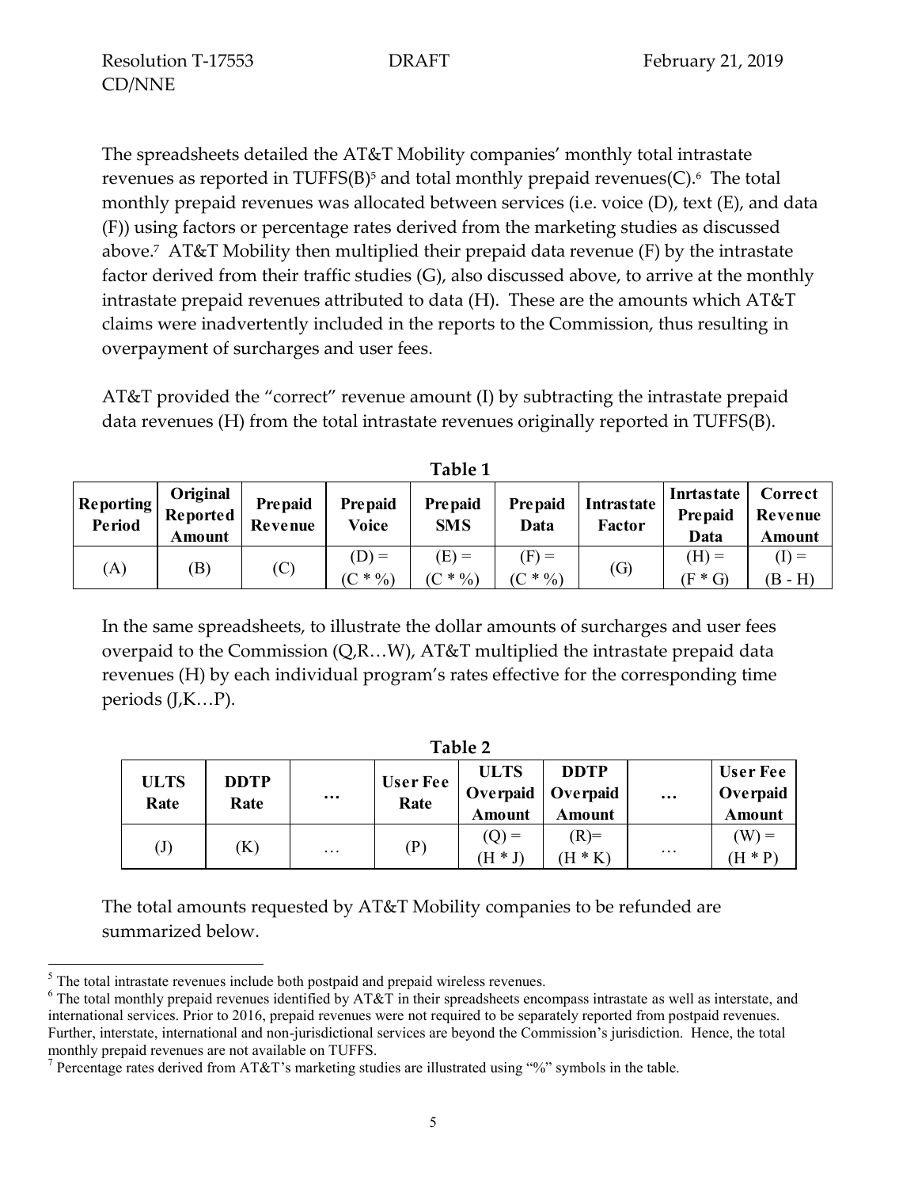The spreadsheets detailed the AT&T Mobility companies' monthly total intrastate revenues as reported in TUFFS(B)[5] and total monthly prepaid revenues(C).[6] The total monthly prepaid revenues was allocated between services (i.e. voice (D), text (E), and data (F)) using factors or percentage rates derived from the marketing studies as discussed above.[7] AT&T Mobility then multiplied their prepaid data revenue (F) by the intrastate factor derived from their traffic studies (G), also discussed above, to arrive at the monthly intrastate prepaid revenues attributed to data (H). These are the amounts which AT&T claims were inadvertently included in the reports to the Commission, thus resulting in overpayment of surcharges and user fees.

AT&T provided the "correct" revenue amount (I) by subtracting the intrastate prepaid data revenues (H) from the total intrastate revenues originally reported in TUFFS(B).

**Table 1**

| Reporting Period | Original Reported Amount | Prepaid Revenue | Prepaid Voice | Prepaid SMS | Prepaid Data | Intrastate Factor | Inrtastate Prepaid Data | Correct Revenue Amount |
|---|---|---|---|---|---|---|---|---|
| (A) | (B) | (C) | (D) = (C * %) | (E) = (C * %) | (F) = (C * %) | (G) | (H) = (F * G) | (I) = (B - H) |

In the same spreadsheets, to illustrate the dollar amounts of surcharges and user fees overpaid to the Commission (Q,R…W), AT&T multiplied the intrastate prepaid data revenues (H) by each individual program's rates effective for the corresponding time periods (J,K…P).

**Table 2**

| ULTS Rate | DDTP Rate | … | User Fee Rate | ULTS Overpaid Amount | DDTP Overpaid Amount | … | User Fee Overpaid Amount |
|---|---|---|---|---|---|---|---|
| (J) | (K) | … | (P) | (Q) = (H * J) | (R)= (H * K) | … | (W) = (H * P) |

The total amounts requested by AT&T Mobility companies to be refunded are summarized below.

---

[5] The total intrastate revenues include both postpaid and prepaid wireless revenues.

[6] The total monthly prepaid revenues identified by AT&T in their spreadsheets encompass intrastate as well as interstate, and international services. Prior to 2016, prepaid revenues were not required to be separately reported from postpaid revenues. Further, interstate, international and non-jurisdictional services are beyond the Commission's jurisdiction. Hence, the total monthly prepaid revenues are not available on TUFFS.

[7] Percentage rates derived from AT&T's marketing studies are illustrated using "%" symbols in the table.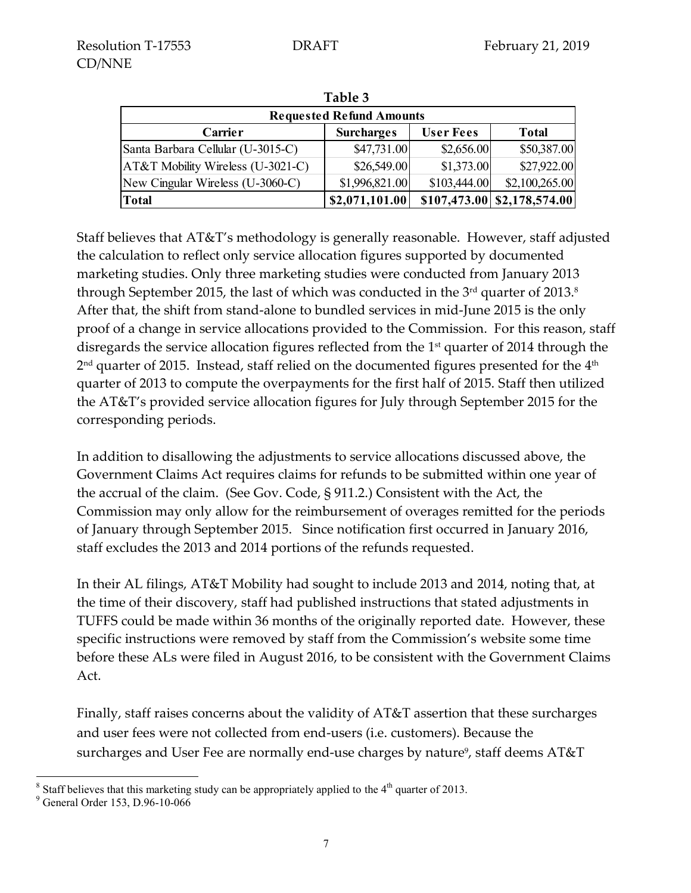**Table 3**

| Requested Refund Amounts | | | |
|---|---|---|---|
| Carrier | Surcharges | User Fees | Total |
| Santa Barbara Cellular (U-3015-C) | $47,731.00 | $2,656.00 | $50,387.00 |
| AT&T Mobility Wireless (U-3021-C) | $26,549.00 | $1,373.00 | $27,922.00 |
| New Cingular Wireless (U-3060-C) | $1,996,821.00 | $103,444.00 | $2,100,265.00 |
| **Total** | **$2,071,101.00** | **$107,473.00** | **$2,178,574.00** |

Staff believes that AT&T's methodology is generally reasonable. However, staff adjusted the calculation to reflect only service allocation figures supported by documented marketing studies. Only three marketing studies were conducted from January 2013 through September 2015, the last of which was conducted in the 3rd quarter of 2013.[8] After that, the shift from stand-alone to bundled services in mid-June 2015 is the only proof of a change in service allocations provided to the Commission. For this reason, staff disregards the service allocation figures reflected from the 1st quarter of 2014 through the 2nd quarter of 2015. Instead, staff relied on the documented figures presented for the 4th quarter of 2013 to compute the overpayments for the first half of 2015. Staff then utilized the AT&T's provided service allocation figures for July through September 2015 for the corresponding periods.

In addition to disallowing the adjustments to service allocations discussed above, the Government Claims Act requires claims for refunds to be submitted within one year of the accrual of the claim. (See Gov. Code, § 911.2.) Consistent with the Act, the Commission may only allow for the reimbursement of overages remitted for the periods of January through September 2015. Since notification first occurred in January 2016, staff excludes the 2013 and 2014 portions of the refunds requested.

In their AL filings, AT&T Mobility had sought to include 2013 and 2014, noting that, at the time of their discovery, staff had published instructions that stated adjustments in TUFFS could be made within 36 months of the originally reported date. However, these specific instructions were removed by staff from the Commission's website some time before these ALs were filed in August 2016, to be consistent with the Government Claims Act.

Finally, staff raises concerns about the validity of AT&T assertion that these surcharges and user fees were not collected from end-users (i.e. customers). Because the surcharges and User Fee are normally end-use charges by nature[9], staff deems AT&T

---

[8] Staff believes that this marketing study can be appropriately applied to the 4th quarter of 2013.

[9] General Order 153, D.96-10-066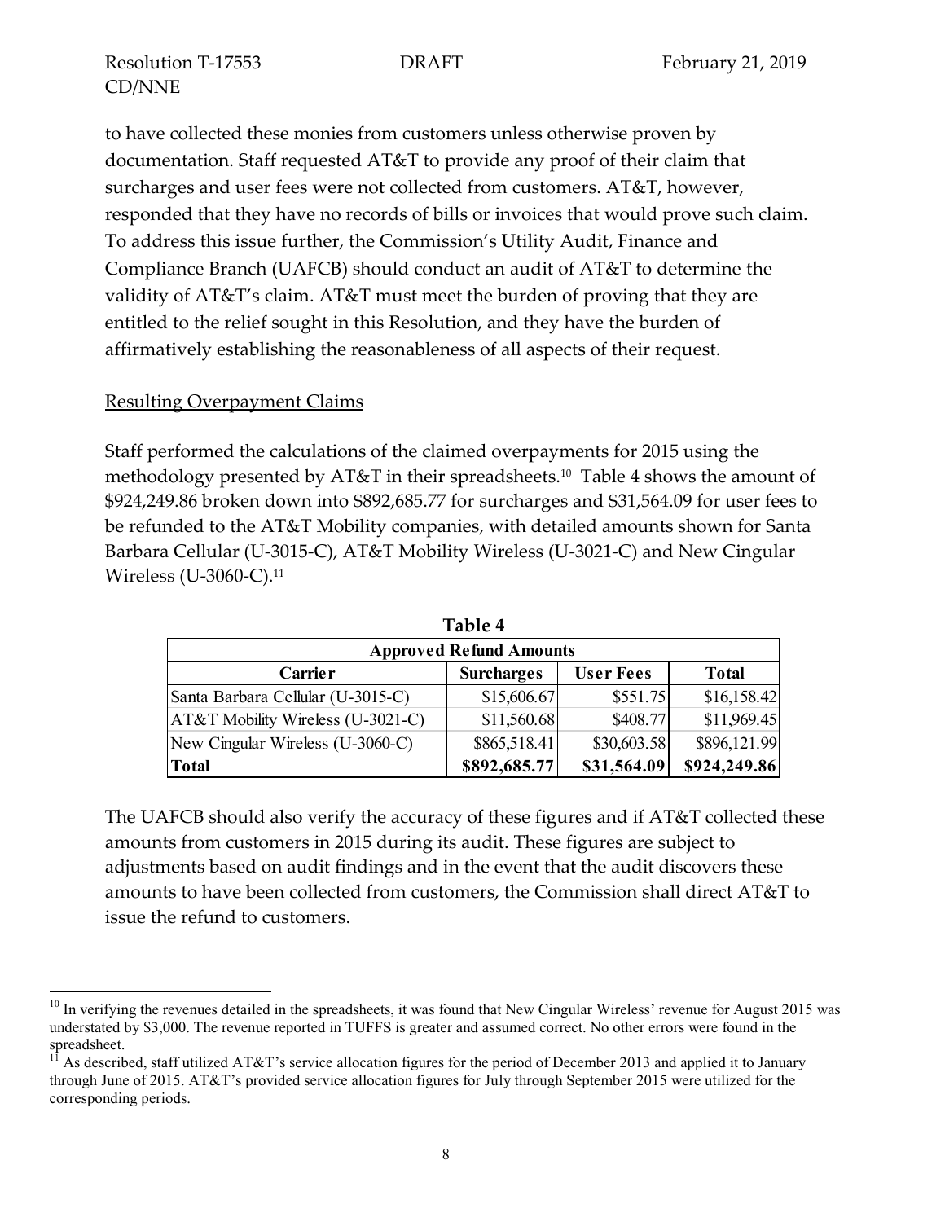to have collected these monies from customers unless otherwise proven by documentation. Staff requested AT&T to provide any proof of their claim that surcharges and user fees were not collected from customers. AT&T, however, responded that they have no records of bills or invoices that would prove such claim. To address this issue further, the Commission's Utility Audit, Finance and Compliance Branch (UAFCB) should conduct an audit of AT&T to determine the validity of AT&T's claim. AT&T must meet the burden of proving that they are entitled to the relief sought in this Resolution, and they have the burden of affirmatively establishing the reasonableness of all aspects of their request.

<u>Resulting Overpayment Claims</u>

Staff performed the calculations of the claimed overpayments for 2015 using the methodology presented by AT&T in their spreadsheets.[10] Table 4 shows the amount of $924,249.86 broken down into $892,685.77 for surcharges and $31,564.09 for user fees to be refunded to the AT&T Mobility companies, with detailed amounts shown for Santa Barbara Cellular (U-3015-C), AT&T Mobility Wireless (U-3021-C) and New Cingular Wireless (U-3060-C).[11]

**Table 4**

| Approved Refund Amounts | | | |
|---|---|---|---|
| **Carrier** | **Surcharges** | **User Fees** | **Total** |
| Santa Barbara Cellular (U-3015-C) | $15,606.67 | $551.75 | $16,158.42 |
| AT&T Mobility Wireless (U-3021-C) | $11,560.68 | $408.77 | $11,969.45 |
| New Cingular Wireless (U-3060-C) | $865,518.41 | $30,603.58 | $896,121.99 |
| **Total** | **$892,685.77** | **$31,564.09** | **$924,249.86** |

The UAFCB should also verify the accuracy of these figures and if AT&T collected these amounts from customers in 2015 during its audit. These figures are subject to adjustments based on audit findings and in the event that the audit discovers these amounts to have been collected from customers, the Commission shall direct AT&T to issue the refund to customers.

---

[10] In verifying the revenues detailed in the spreadsheets, it was found that New Cingular Wireless' revenue for August 2015 was understated by $3,000. The revenue reported in TUFFS is greater and assumed correct. No other errors were found in the spreadsheet.

[11] As described, staff utilized AT&T's service allocation figures for the period of December 2013 and applied it to January through June of 2015. AT&T's provided service allocation figures for July through September 2015 were utilized for the corresponding periods.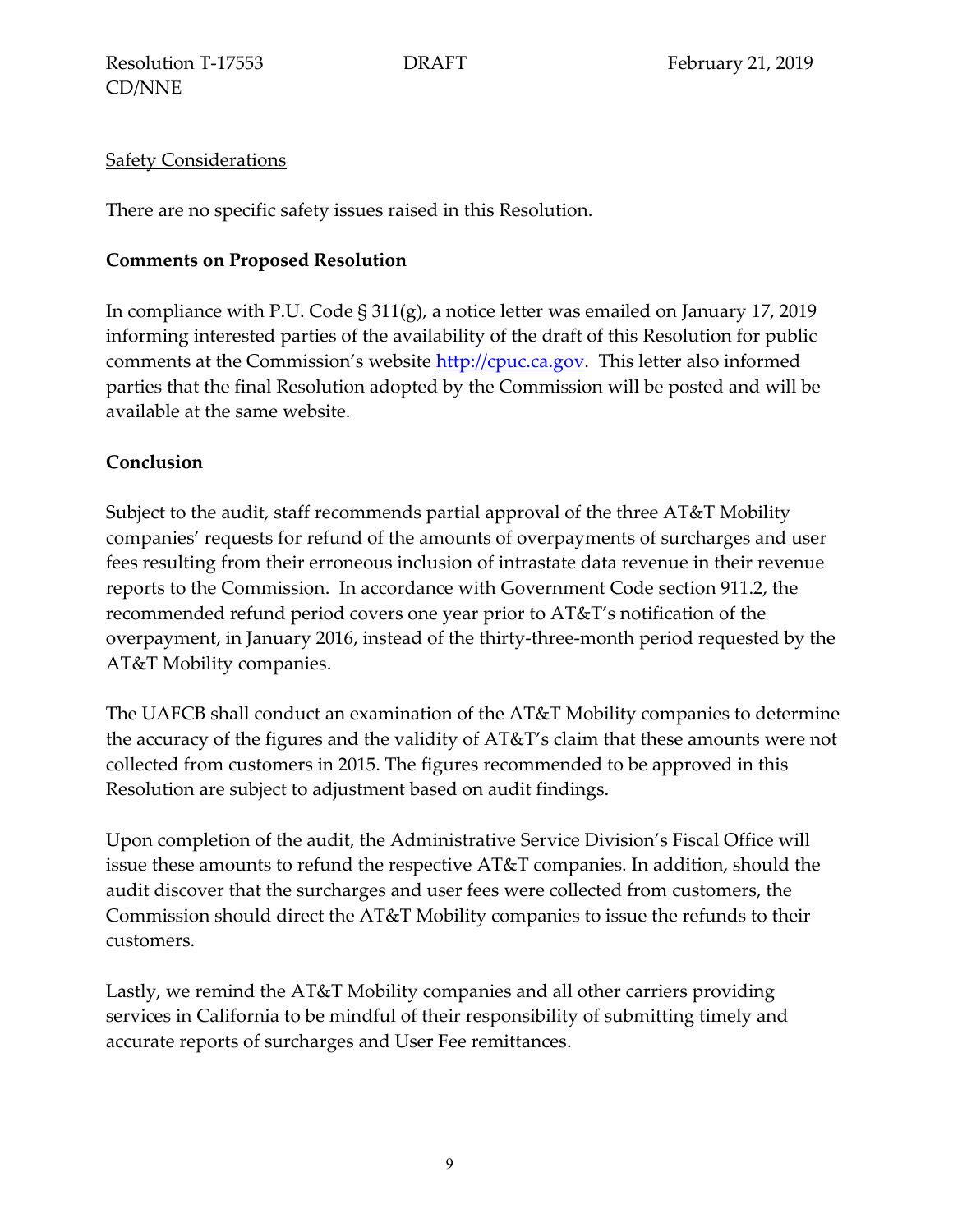Safety Considerations

There are no specific safety issues raised in this Resolution.

**Comments on Proposed Resolution**

In compliance with P.U. Code § 311(g), a notice letter was emailed on January 17, 2019 informing interested parties of the availability of the draft of this Resolution for public comments at the Commission's website http://cpuc.ca.gov. This letter also informed parties that the final Resolution adopted by the Commission will be posted and will be available at the same website.

**Conclusion**

Subject to the audit, staff recommends partial approval of the three AT&T Mobility companies' requests for refund of the amounts of overpayments of surcharges and user fees resulting from their erroneous inclusion of intrastate data revenue in their revenue reports to the Commission. In accordance with Government Code section 911.2, the recommended refund period covers one year prior to AT&T's notification of the overpayment, in January 2016, instead of the thirty-three-month period requested by the AT&T Mobility companies.

The UAFCB shall conduct an examination of the AT&T Mobility companies to determine the accuracy of the figures and the validity of AT&T's claim that these amounts were not collected from customers in 2015. The figures recommended to be approved in this Resolution are subject to adjustment based on audit findings.

Upon completion of the audit, the Administrative Service Division's Fiscal Office will issue these amounts to refund the respective AT&T companies. In addition, should the audit discover that the surcharges and user fees were collected from customers, the Commission should direct the AT&T Mobility companies to issue the refunds to their customers.

Lastly, we remind the AT&T Mobility companies and all other carriers providing services in California to be mindful of their responsibility of submitting timely and accurate reports of surcharges and User Fee remittances.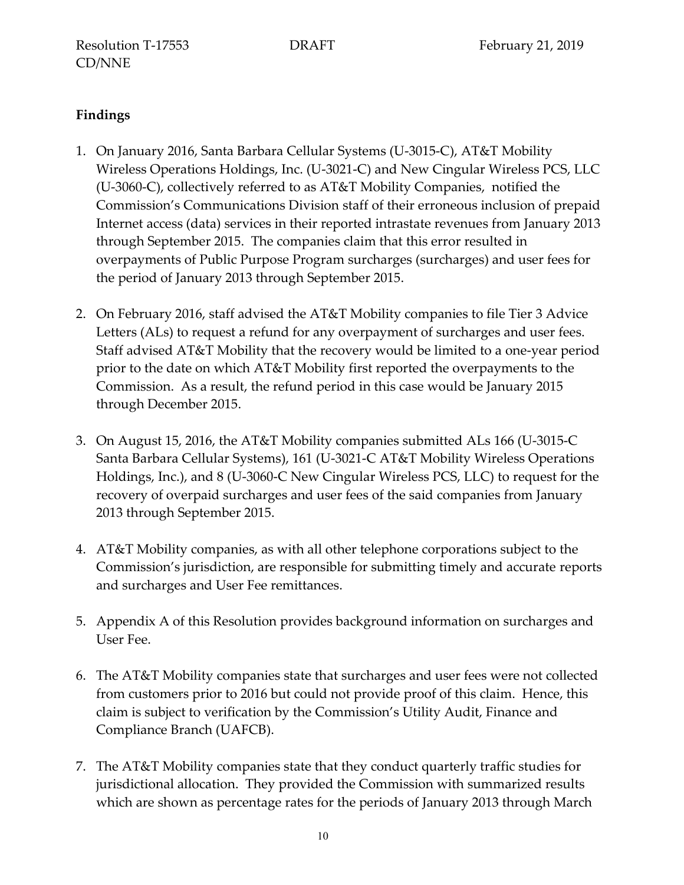## Findings

1. On January 2016, Santa Barbara Cellular Systems (U-3015-C), AT&T Mobility Wireless Operations Holdings, Inc. (U-3021-C) and New Cingular Wireless PCS, LLC (U-3060-C), collectively referred to as AT&T Mobility Companies, notified the Commission's Communications Division staff of their erroneous inclusion of prepaid Internet access (data) services in their reported intrastate revenues from January 2013 through September 2015. The companies claim that this error resulted in overpayments of Public Purpose Program surcharges (surcharges) and user fees for the period of January 2013 through September 2015.

2. On February 2016, staff advised the AT&T Mobility companies to file Tier 3 Advice Letters (ALs) to request a refund for any overpayment of surcharges and user fees. Staff advised AT&T Mobility that the recovery would be limited to a one-year period prior to the date on which AT&T Mobility first reported the overpayments to the Commission. As a result, the refund period in this case would be January 2015 through December 2015.

3. On August 15, 2016, the AT&T Mobility companies submitted ALs 166 (U-3015-C Santa Barbara Cellular Systems), 161 (U-3021-C AT&T Mobility Wireless Operations Holdings, Inc.), and 8 (U-3060-C New Cingular Wireless PCS, LLC) to request for the recovery of overpaid surcharges and user fees of the said companies from January 2013 through September 2015.

4. AT&T Mobility companies, as with all other telephone corporations subject to the Commission's jurisdiction, are responsible for submitting timely and accurate reports and surcharges and User Fee remittances.

5. Appendix A of this Resolution provides background information on surcharges and User Fee.

6. The AT&T Mobility companies state that surcharges and user fees were not collected from customers prior to 2016 but could not provide proof of this claim. Hence, this claim is subject to verification by the Commission's Utility Audit, Finance and Compliance Branch (UAFCB).

7. The AT&T Mobility companies state that they conduct quarterly traffic studies for jurisdictional allocation. They provided the Commission with summarized results which are shown as percentage rates for the periods of January 2013 through March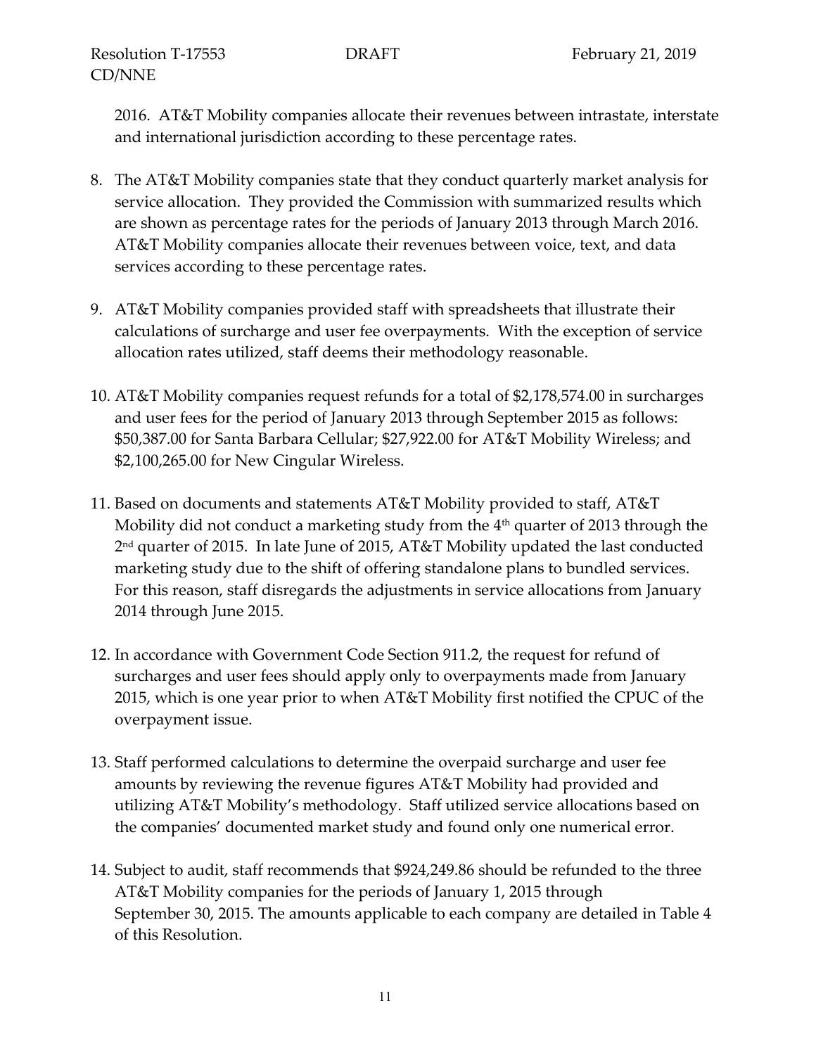2016. AT&T Mobility companies allocate their revenues between intrastate, interstate and international jurisdiction according to these percentage rates.

8. The AT&T Mobility companies state that they conduct quarterly market analysis for service allocation. They provided the Commission with summarized results which are shown as percentage rates for the periods of January 2013 through March 2016. AT&T Mobility companies allocate their revenues between voice, text, and data services according to these percentage rates.

9. AT&T Mobility companies provided staff with spreadsheets that illustrate their calculations of surcharge and user fee overpayments. With the exception of service allocation rates utilized, staff deems their methodology reasonable.

10. AT&T Mobility companies request refunds for a total of $2,178,574.00 in surcharges and user fees for the period of January 2013 through September 2015 as follows: $50,387.00 for Santa Barbara Cellular; $27,922.00 for AT&T Mobility Wireless; and $2,100,265.00 for New Cingular Wireless.

11. Based on documents and statements AT&T Mobility provided to staff, AT&T Mobility did not conduct a marketing study from the 4th quarter of 2013 through the 2nd quarter of 2015. In late June of 2015, AT&T Mobility updated the last conducted marketing study due to the shift of offering standalone plans to bundled services. For this reason, staff disregards the adjustments in service allocations from January 2014 through June 2015.

12. In accordance with Government Code Section 911.2, the request for refund of surcharges and user fees should apply only to overpayments made from January 2015, which is one year prior to when AT&T Mobility first notified the CPUC of the overpayment issue.

13. Staff performed calculations to determine the overpaid surcharge and user fee amounts by reviewing the revenue figures AT&T Mobility had provided and utilizing AT&T Mobility's methodology. Staff utilized service allocations based on the companies' documented market study and found only one numerical error.

14. Subject to audit, staff recommends that $924,249.86 should be refunded to the three AT&T Mobility companies for the periods of January 1, 2015 through September 30, 2015. The amounts applicable to each company are detailed in Table 4 of this Resolution.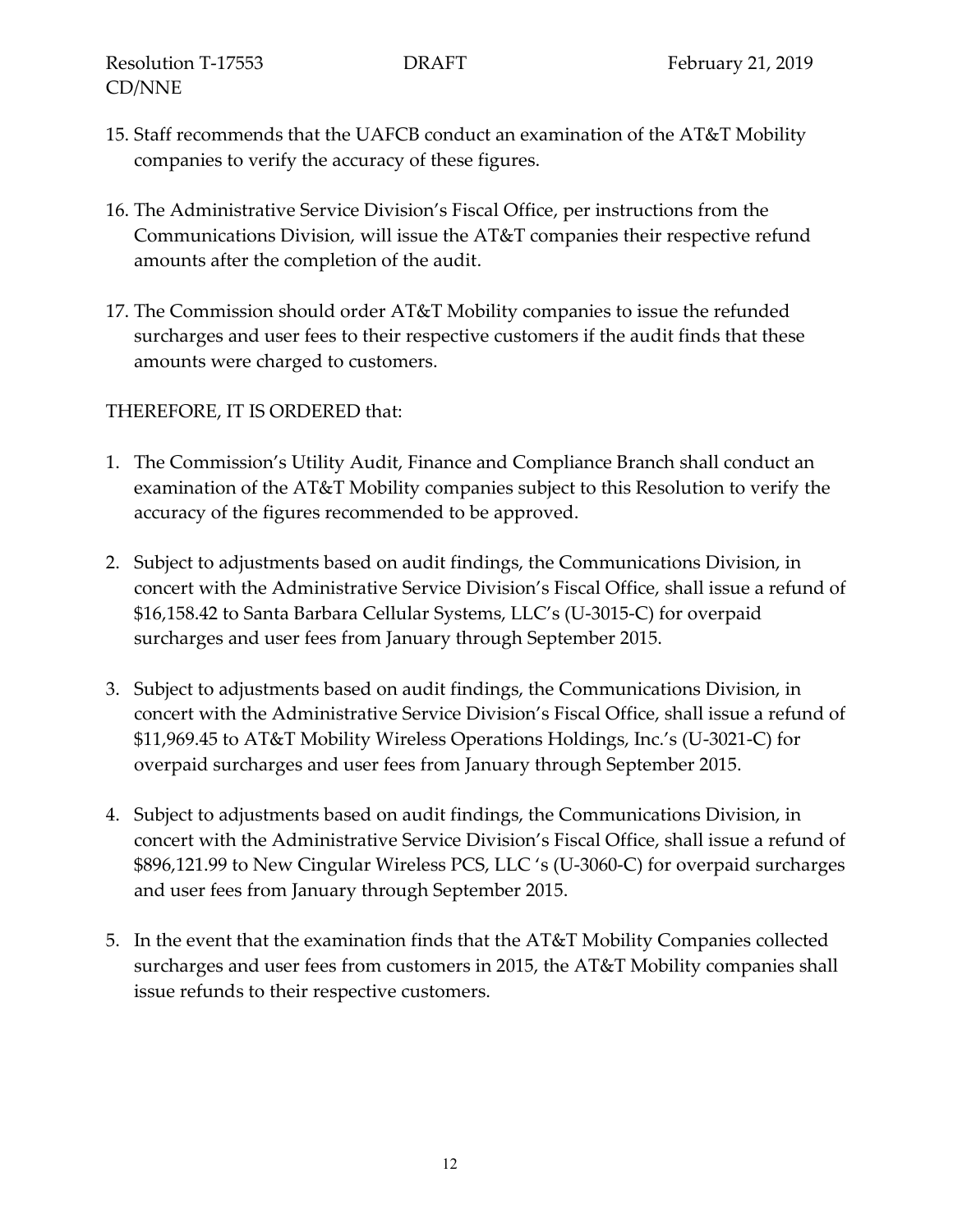15. Staff recommends that the UAFCB conduct an examination of the AT&T Mobility companies to verify the accuracy of these figures.

16. The Administrative Service Division's Fiscal Office, per instructions from the Communications Division, will issue the AT&T companies their respective refund amounts after the completion of the audit.

17. The Commission should order AT&T Mobility companies to issue the refunded surcharges and user fees to their respective customers if the audit finds that these amounts were charged to customers.

THEREFORE, IT IS ORDERED that:

1. The Commission's Utility Audit, Finance and Compliance Branch shall conduct an examination of the AT&T Mobility companies subject to this Resolution to verify the accuracy of the figures recommended to be approved.

2. Subject to adjustments based on audit findings, the Communications Division, in concert with the Administrative Service Division's Fiscal Office, shall issue a refund of $16,158.42 to Santa Barbara Cellular Systems, LLC's (U-3015-C) for overpaid surcharges and user fees from January through September 2015.

3. Subject to adjustments based on audit findings, the Communications Division, in concert with the Administrative Service Division's Fiscal Office, shall issue a refund of $11,969.45 to AT&T Mobility Wireless Operations Holdings, Inc.'s (U-3021-C) for overpaid surcharges and user fees from January through September 2015.

4. Subject to adjustments based on audit findings, the Communications Division, in concert with the Administrative Service Division's Fiscal Office, shall issue a refund of $896,121.99 to New Cingular Wireless PCS, LLC 's (U-3060-C) for overpaid surcharges and user fees from January through September 2015.

5. In the event that the examination finds that the AT&T Mobility Companies collected surcharges and user fees from customers in 2015, the AT&T Mobility companies shall issue refunds to their respective customers.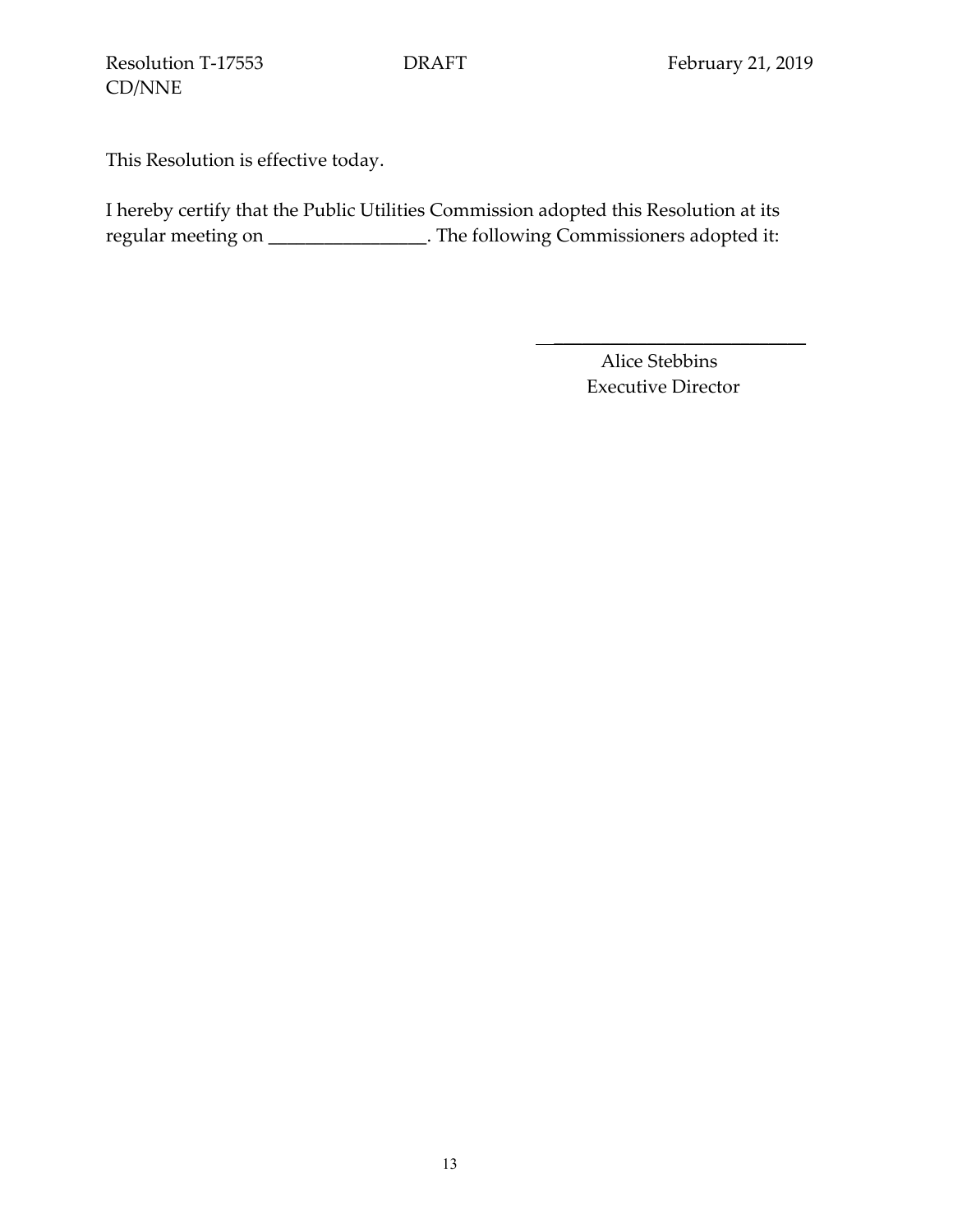This Resolution is effective today.

I hereby certify that the Public Utilities Commission adopted this Resolution at its regular meeting on _________________. The following Commissioners adopted it:

_______________________________

Alice Stebbins
Executive Director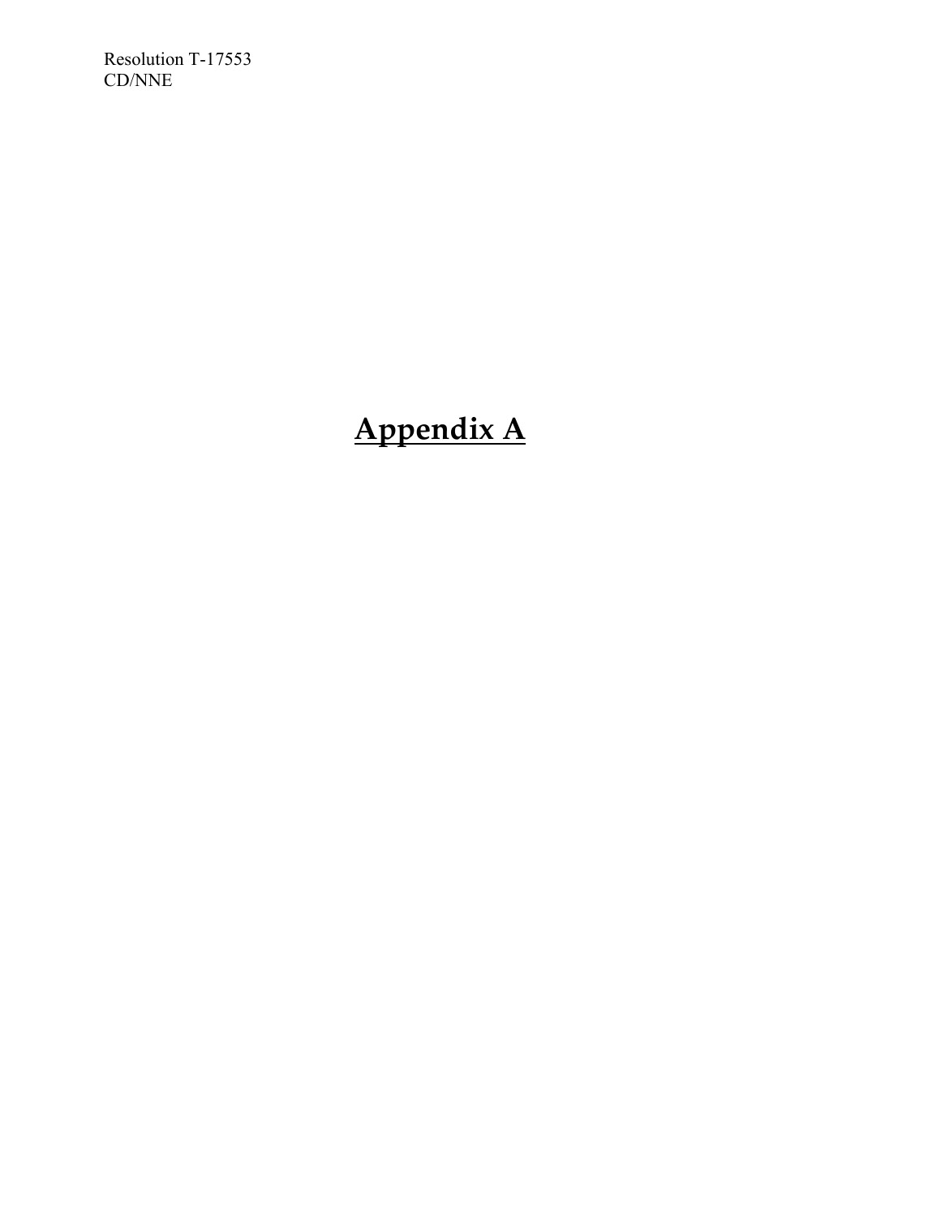# Appendix A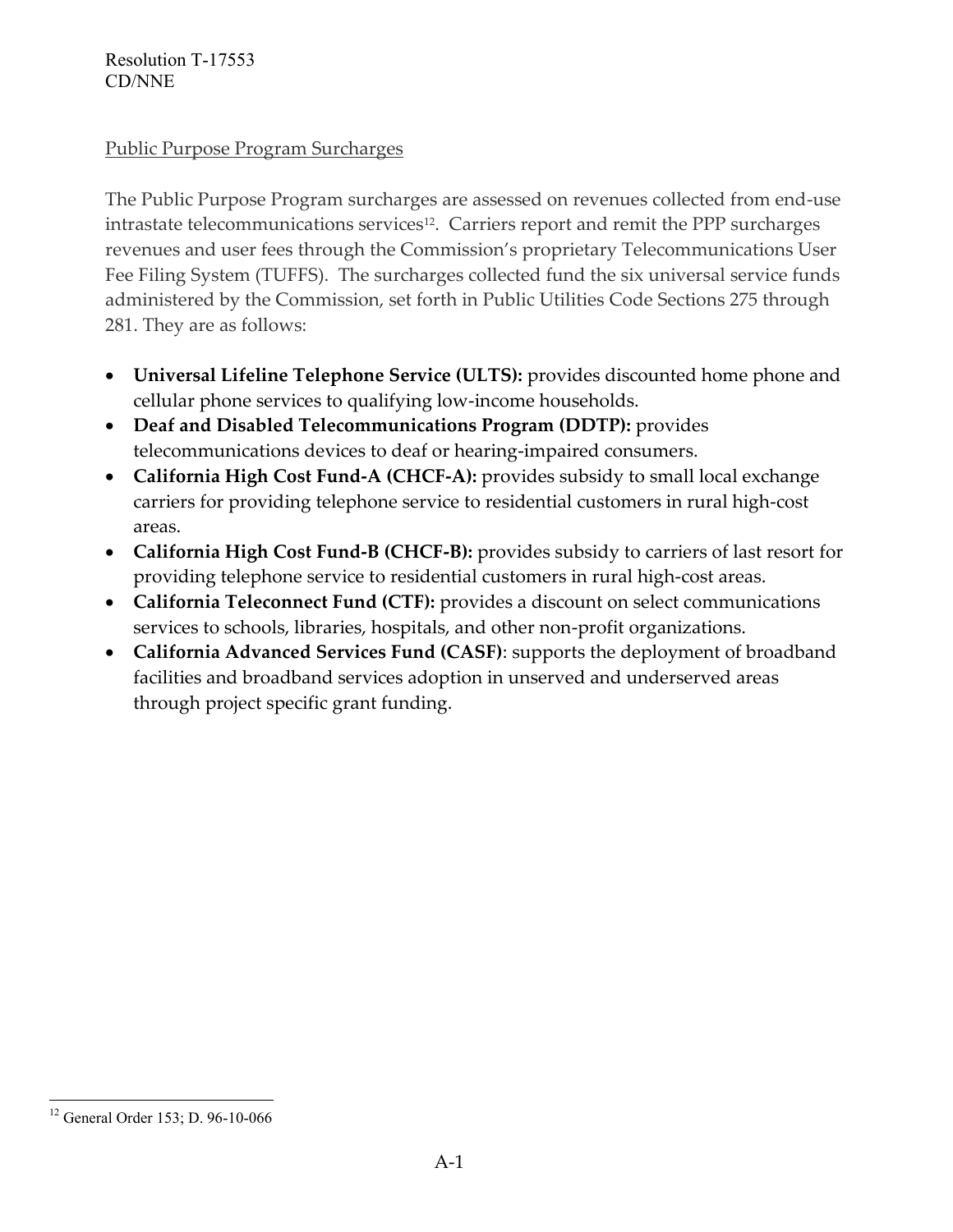Public Purpose Program Surcharges

The Public Purpose Program surcharges are assessed on revenues collected from end-use intrastate telecommunications services[12]. Carriers report and remit the PPP surcharges revenues and user fees through the Commission's proprietary Telecommunications User Fee Filing System (TUFFS). The surcharges collected fund the six universal service funds administered by the Commission, set forth in Public Utilities Code Sections 275 through 281. They are as follows:

- **Universal Lifeline Telephone Service (ULTS):** provides discounted home phone and cellular phone services to qualifying low-income households.
- **Deaf and Disabled Telecommunications Program (DDTP):** provides telecommunications devices to deaf or hearing-impaired consumers.
- **California High Cost Fund-A (CHCF-A):** provides subsidy to small local exchange carriers for providing telephone service to residential customers in rural high-cost areas.
- **California High Cost Fund-B (CHCF-B):** provides subsidy to carriers of last resort for providing telephone service to residential customers in rural high-cost areas.
- **California Teleconnect Fund (CTF):** provides a discount on select communications services to schools, libraries, hospitals, and other non-profit organizations.
- **California Advanced Services Fund (CASF)**: supports the deployment of broadband facilities and broadband services adoption in unserved and underserved areas through project specific grant funding.

[12] General Order 153; D. 96-10-066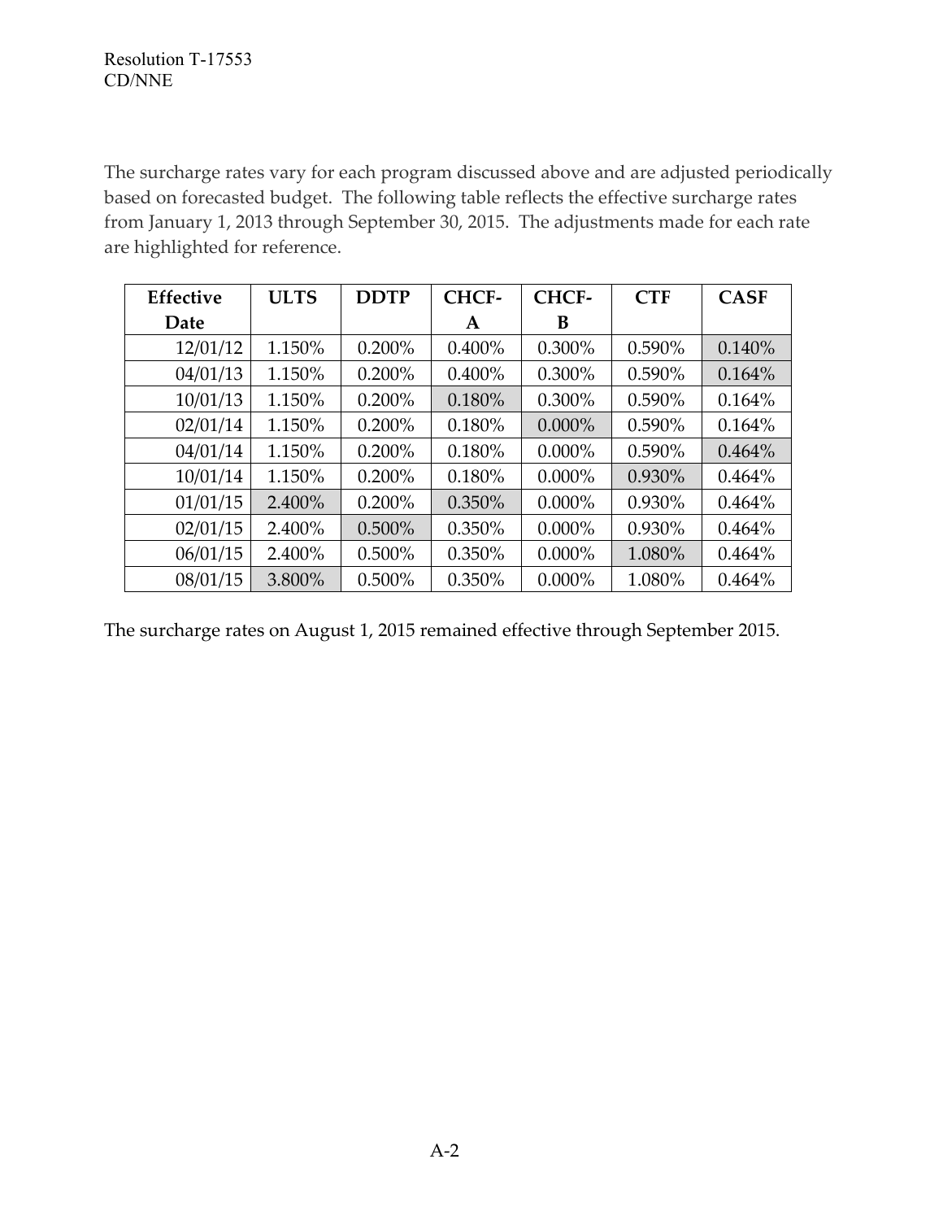The surcharge rates vary for each program discussed above and are adjusted periodically based on forecasted budget. The following table reflects the effective surcharge rates from January 1, 2013 through September 30, 2015. The adjustments made for each rate are highlighted for reference.

| Effective Date | ULTS | DDTP | CHCF-A | CHCF-B | CTF | CASF |
|---|---|---|---|---|---|---|
| 12/01/12 | 1.150% | 0.200% | 0.400% | 0.300% | 0.590% | 0.140% |
| 04/01/13 | 1.150% | 0.200% | 0.400% | 0.300% | 0.590% | 0.164% |
| 10/01/13 | 1.150% | 0.200% | 0.180% | 0.300% | 0.590% | 0.164% |
| 02/01/14 | 1.150% | 0.200% | 0.180% | 0.000% | 0.590% | 0.164% |
| 04/01/14 | 1.150% | 0.200% | 0.180% | 0.000% | 0.590% | 0.464% |
| 10/01/14 | 1.150% | 0.200% | 0.180% | 0.000% | 0.930% | 0.464% |
| 01/01/15 | 2.400% | 0.200% | 0.350% | 0.000% | 0.930% | 0.464% |
| 02/01/15 | 2.400% | 0.500% | 0.350% | 0.000% | 0.930% | 0.464% |
| 06/01/15 | 2.400% | 0.500% | 0.350% | 0.000% | 1.080% | 0.464% |
| 08/01/15 | 3.800% | 0.500% | 0.350% | 0.000% | 1.080% | 0.464% |

The surcharge rates on August 1, 2015 remained effective through September 2015.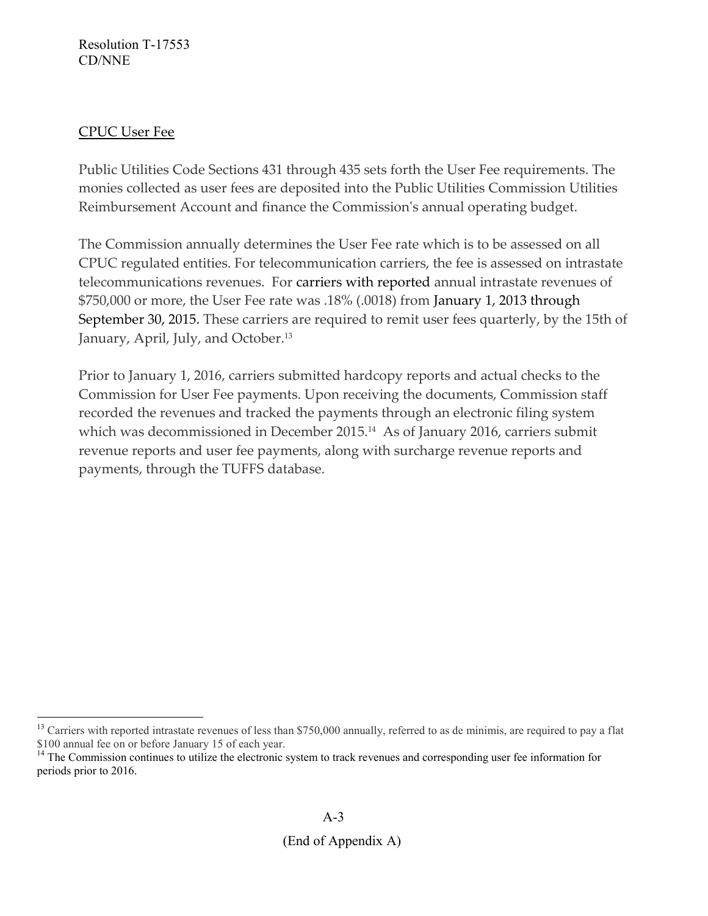CPUC User Fee

Public Utilities Code Sections 431 through 435 sets forth the User Fee requirements. The monies collected as user fees are deposited into the Public Utilities Commission Utilities Reimbursement Account and finance the Commission's annual operating budget.

The Commission annually determines the User Fee rate which is to be assessed on all CPUC regulated entities. For telecommunication carriers, the fee is assessed on intrastate telecommunications revenues. For carriers with reported annual intrastate revenues of $750,000 or more, the User Fee rate was .18% (.0018) from January 1, 2013 through September 30, 2015. These carriers are required to remit user fees quarterly, by the 15th of January, April, July, and October.[13]

Prior to January 1, 2016, carriers submitted hardcopy reports and actual checks to the Commission for User Fee payments. Upon receiving the documents, Commission staff recorded the revenues and tracked the payments through an electronic filing system which was decommissioned in December 2015.[14] As of January 2016, carriers submit revenue reports and user fee payments, along with surcharge revenue reports and payments, through the TUFFS database.

---

[13] Carriers with reported intrastate revenues of less than $750,000 annually, referred to as de minimis, are required to pay a flat $100 annual fee on or before January 15 of each year.

[14] The Commission continues to utilize the electronic system to track revenues and corresponding user fee information for periods prior to 2016.

(End of Appendix A)